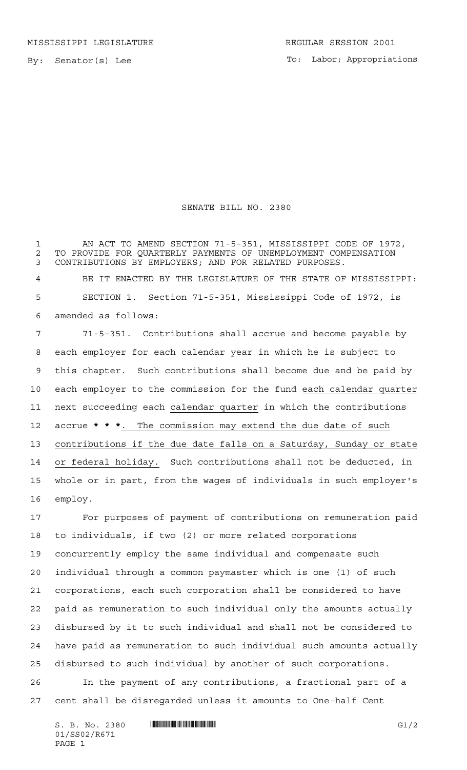MISSISSIPPI LEGISLATURE REGULAR SESSION 2001

By: Senator(s) Lee

To: Labor; Appropriations

# SENATE BILL NO. 2380

AN ACT TO AMEND SECTION 71-5-351, MISSISSIPPI CODE OF 1972, TO PROVIDE FOR QUARTERLY PAYMENTS OF UNEMPLOYMENT COMPENSATION CONTRIBUTIONS BY EMPLOYERS; AND FOR RELATED PURPOSES.

BE IT ENACTED BY THE LEGISLATURE OF THE STATE OF MISSISSIPPI:

SECTION 1. Section 71-5-351, Mississippi Code of 1972, is amended as follows:

71-5-351. Contributions shall accrue and become payable by each employer for each calendar year in which he is subject to this chapter. Such contributions shall become due and be paid by each employer to the commission for the fund <u>each calendar quarter</u> next succeeding each <u>calendar quarter</u> in which the contributions accrue *** * ***<u>. The commission may extend the due date of such contributions if the due date falls on a Saturday, Sunday or state or federal holiday.</u> Such contributions shall not be deducted, in whole or in part, from the wages of individuals in such employer's employ.

For purposes of payment of contributions on remuneration paid to individuals, if two (2) or more related corporations concurrently employ the same individual and compensate such individual through a common paymaster which is one (1) of such corporations, each such corporation shall be considered to have paid as remuneration to such individual only the amounts actually disbursed by it to such individual and shall not be considered to have paid as remuneration to such individual such amounts actually disbursed to such individual by another of such corporations.

In the payment of any contributions, a fractional part of a cent shall be disregarded unless it amounts to One-half Cent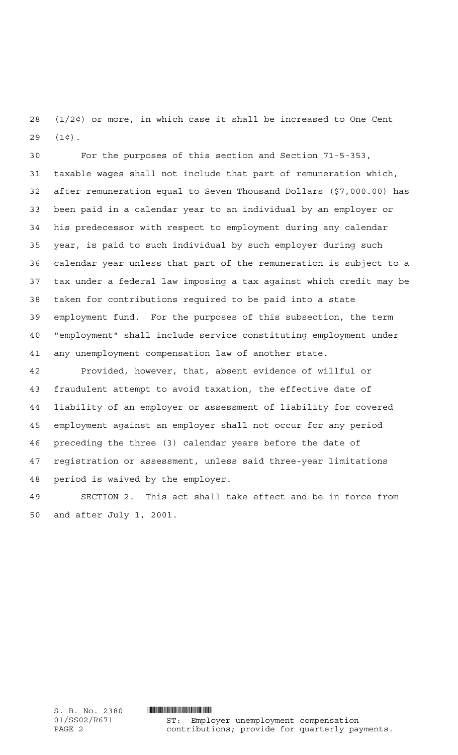(1/2¢) or more, in which case it shall be increased to One Cent (1¢).

For the purposes of this section and Section 71-5-353, taxable wages shall not include that part of remuneration which, after remuneration equal to Seven Thousand Dollars ($7,000.00) has been paid in a calendar year to an individual by an employer or his predecessor with respect to employment during any calendar year, is paid to such individual by such employer during such calendar year unless that part of the remuneration is subject to a tax under a federal law imposing a tax against which credit may be taken for contributions required to be paid into a state employment fund. For the purposes of this subsection, the term "employment" shall include service constituting employment under any unemployment compensation law of another state.

Provided, however, that, absent evidence of willful or fraudulent attempt to avoid taxation, the effective date of liability of an employer or assessment of liability for covered employment against an employer shall not occur for any period preceding the three (3) calendar years before the date of registration or assessment, unless said three-year limitations period is waived by the employer.

SECTION 2. This act shall take effect and be in force from and after July 1, 2001.